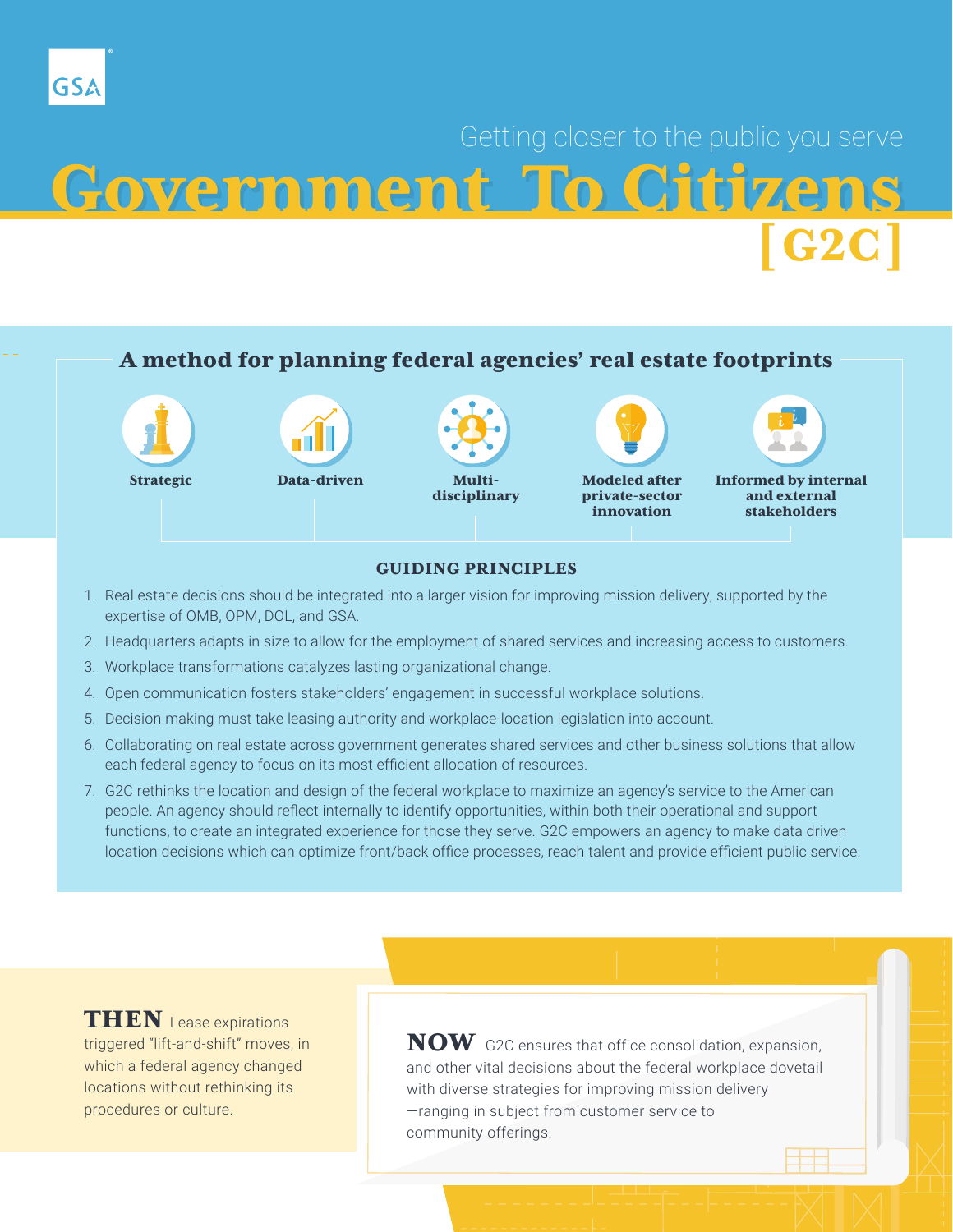GSA

Getting closer to the public you serve

# Government To Citizens [G2C]

## A method for planning federal agencies' real estate footprints

- **Strategic**
- **Data-driven**
- **Multi-disciplinary**
- **Modeled after private-sector innovation**
- **Informed by internal and external stakeholders**

### GUIDING PRINCIPLES

1. Real estate decisions should be integrated into a larger vision for improving mission delivery, supported by the expertise of OMB, OPM, DOL, and GSA.
2. Headquarters adapts in size to allow for the employment of shared services and increasing access to customers.
3. Workplace transformations catalyzes lasting organizational change.
4. Open communication fosters stakeholders' engagement in successful workplace solutions.
5. Decision making must take leasing authority and workplace-location legislation into account.
6. Collaborating on real estate across government generates shared services and other business solutions that allow each federal agency to focus on its most efficient allocation of resources.
7. G2C rethinks the location and design of the federal workplace to maximize an agency's service to the American people. An agency should reflect internally to identify opportunities, within both their operational and support functions, to create an integrated experience for those they serve. G2C empowers an agency to make data driven location decisions which can optimize front/back office processes, reach talent and provide efficient public service.

**THEN** Lease expirations triggered "lift-and-shift" moves, in which a federal agency changed locations without rethinking its procedures or culture.

**NOW** G2C ensures that office consolidation, expansion, and other vital decisions about the federal workplace dovetail with diverse strategies for improving mission delivery —ranging in subject from customer service to community offerings.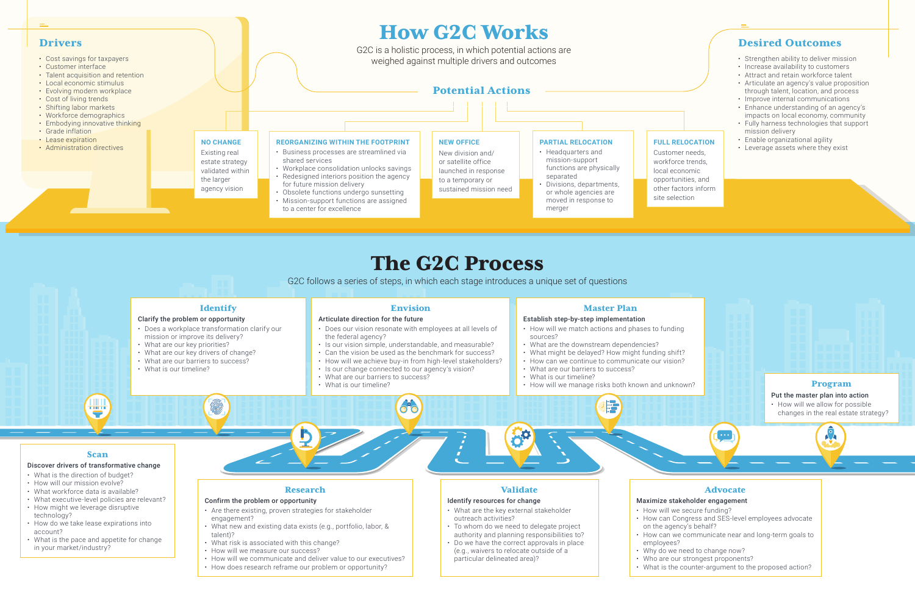# How G2C Works

G2C is a holistic process, in which potential actions are weighed against multiple drivers and outcomes

## Drivers

- Cost savings for taxpayers
- Customer interface
- Talent acquisition and retention
- Local economic stimulus
- Evolving modern workplace
- Cost of living trends
- Shifting labor markets
- Workforce demographics
- Embodying innovative thinking
- Grade inflation
- Lease expiration
- Administration directives

## Potential Actions

### NO CHANGE

Existing real estate strategy validated within the larger agency vision

### REORGANIZING WITHIN THE FOOTPRINT

- Business processes are streamlined via shared services
- Workplace consolidation unlocks savings
- Redesigned interiors position the agency for future mission delivery
- Obsolete functions undergo sunsetting
- Mission-support functions are assigned to a center for excellence

### NEW OFFICE

New division and/ or satellite office launched in response to a temporary or sustained mission need

### PARTIAL RELOCATION

- Headquarters and mission-support functions are physically separated
- Divisions, departments, or whole agencies are moved in response to merger

### FULL RELOCATION

Customer needs, workforce trends, local economic opportunities, and other factors inform site selection

## Desired Outcomes

- Strengthen ability to deliver mission
- Increase availability to customers
- Attract and retain workforce talent
- Articulate an agency's value proposition through talent, location, and process
- Improve internal communications
- Enhance understanding of an agency's impacts on local economy, community
- Fully harness technologies that support mission delivery
- Enable organizational agility
- Leverage assets where they exist

# The G2C Process

G2C follows a series of steps, in which each stage introduces a unique set of questions

## Scan

**Discover drivers of transformative change**

- What is the direction of budget?
- How will our mission evolve?
- What workforce data is available?
- What executive-level policies are relevant?
- How might we leverage disruptive technology?
- How do we take lease expirations into account?
- What is the pace and appetite for change in your market/industry?

## Identify

**Clarify the problem or opportunity**

- Does a workplace transformation clarify our mission or improve its delivery?
- What are our key priorities?
- What are our key drivers of change?
- What are our barriers to success?
- What is our timeline?

## Research

**Confirm the problem or opportunity**

- Are there existing, proven strategies for stakeholder engagement?
- What new and existing data exists (e.g., portfolio, labor, & talent)?
- What risk is associated with this change?
- How will we measure our success?
- How will we communicate and deliver value to our executives?
- How does research reframe our problem or opportunity?

## Envision

**Articulate direction for the future**

- Does our vision resonate with employees at all levels of the federal agency?
- Is our vision simple, understandable, and measurable?
- Can the vision be used as the benchmark for success?
- How will we achieve buy-in from high-level stakeholders?
- Is our change connected to our agency's vision?
- What are our barriers to success?
- What is our timeline?

## Validate

**Identify resources for change**

- What are the key external stakeholder outreach activities?
- To whom do we need to delegate project authority and planning responsibilities to?
- Do we have the correct approvals in place (e.g., waivers to relocate outside of a particular delineated area)?

## Master Plan

**Establish step-by-step implementation**

- How will we match actions and phases to funding sources?
- What are the downstream dependencies?
- What might be delayed? How might funding shift?
- How can we continue to communicate our vision?
- What are our barriers to success?
- What is our timeline?
- How will we manage risks both known and unknown?

## Advocate

**Maximize stakeholder engagement**

- How will we secure funding?
- How can Congress and SES-level employees advocate on the agency's behalf?
- How can we communicate near and long-term goals to employees?
- Why do we need to change now?
- Who are our strongest proponents?
- What is the counter-argument to the proposed action?

## Program

**Put the master plan into action**

- How will we allow for possible changes in the real estate strategy?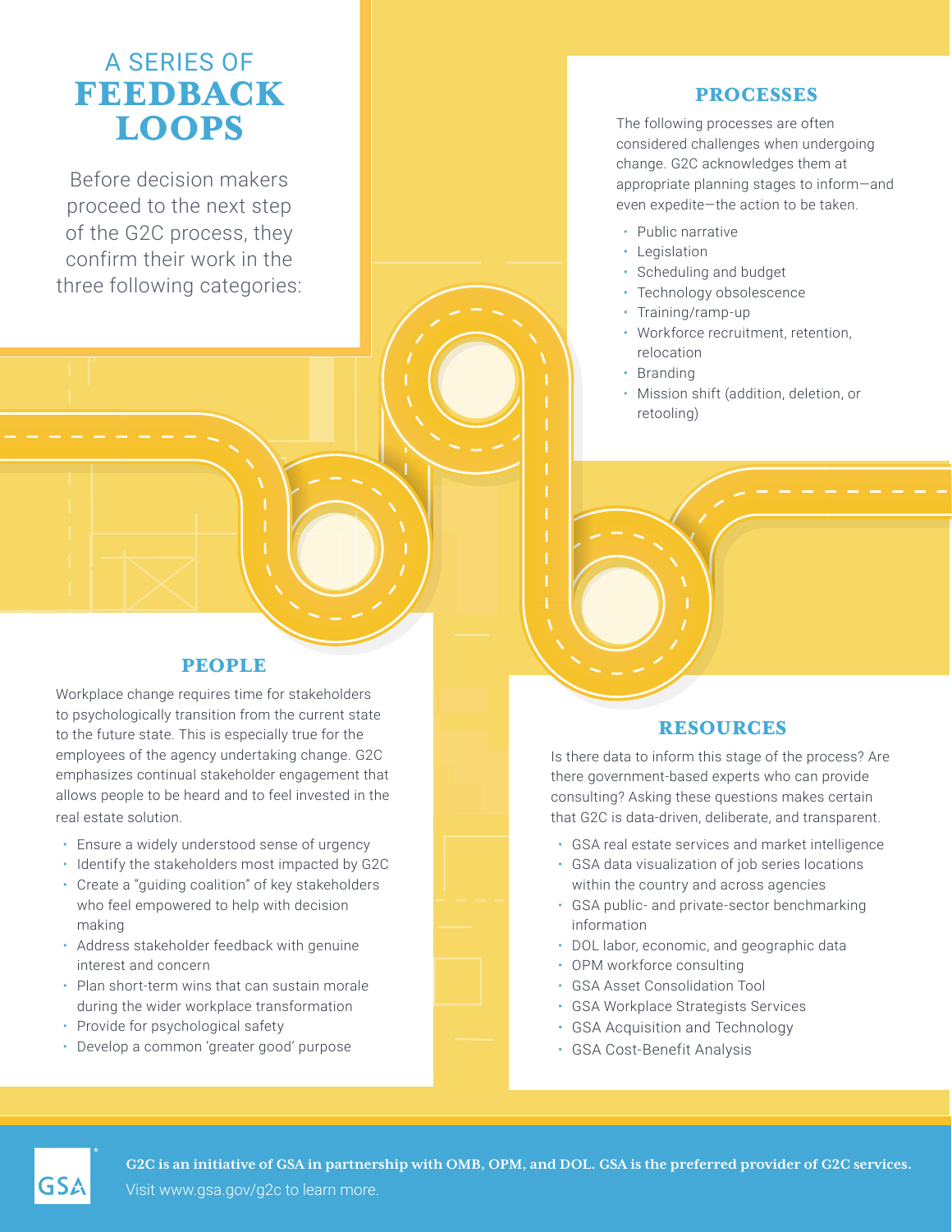# A SERIES OF FEEDBACK LOOPS

Before decision makers proceed to the next step of the G2C process, they confirm their work in the three following categories:

## PROCESSES

The following processes are often considered challenges when undergoing change. G2C acknowledges them at appropriate planning stages to inform—and even expedite—the action to be taken.

- Public narrative
- Legislation
- Scheduling and budget
- Technology obsolescence
- Training/ramp-up
- Workforce recruitment, retention, relocation
- Branding
- Mission shift (addition, deletion, or retooling)

## PEOPLE

Workplace change requires time for stakeholders to psychologically transition from the current state to the future state. This is especially true for the employees of the agency undertaking change. G2C emphasizes continual stakeholder engagement that allows people to be heard and to feel invested in the real estate solution.

- Ensure a widely understood sense of urgency
- Identify the stakeholders most impacted by G2C
- Create a "guiding coalition" of key stakeholders who feel empowered to help with decision making
- Address stakeholder feedback with genuine interest and concern
- Plan short-term wins that can sustain morale during the wider workplace transformation
- Provide for psychological safety
- Develop a common 'greater good' purpose

## RESOURCES

Is there data to inform this stage of the process? Are there government-based experts who can provide consulting? Asking these questions makes certain that G2C is data-driven, deliberate, and transparent.

- GSA real estate services and market intelligence
- GSA data visualization of job series locations within the country and across agencies
- GSA public- and private-sector benchmarking information
- DOL labor, economic, and geographic data
- OPM workforce consulting
- GSA Asset Consolidation Tool
- GSA Workplace Strategists Services
- GSA Acquisition and Technology
- GSA Cost-Benefit Analysis

**G2C is an initiative of GSA in partnership with OMB, OPM, and DOL. GSA is the preferred provider of G2C services.**

Visit www.gsa.gov/g2c to learn more.